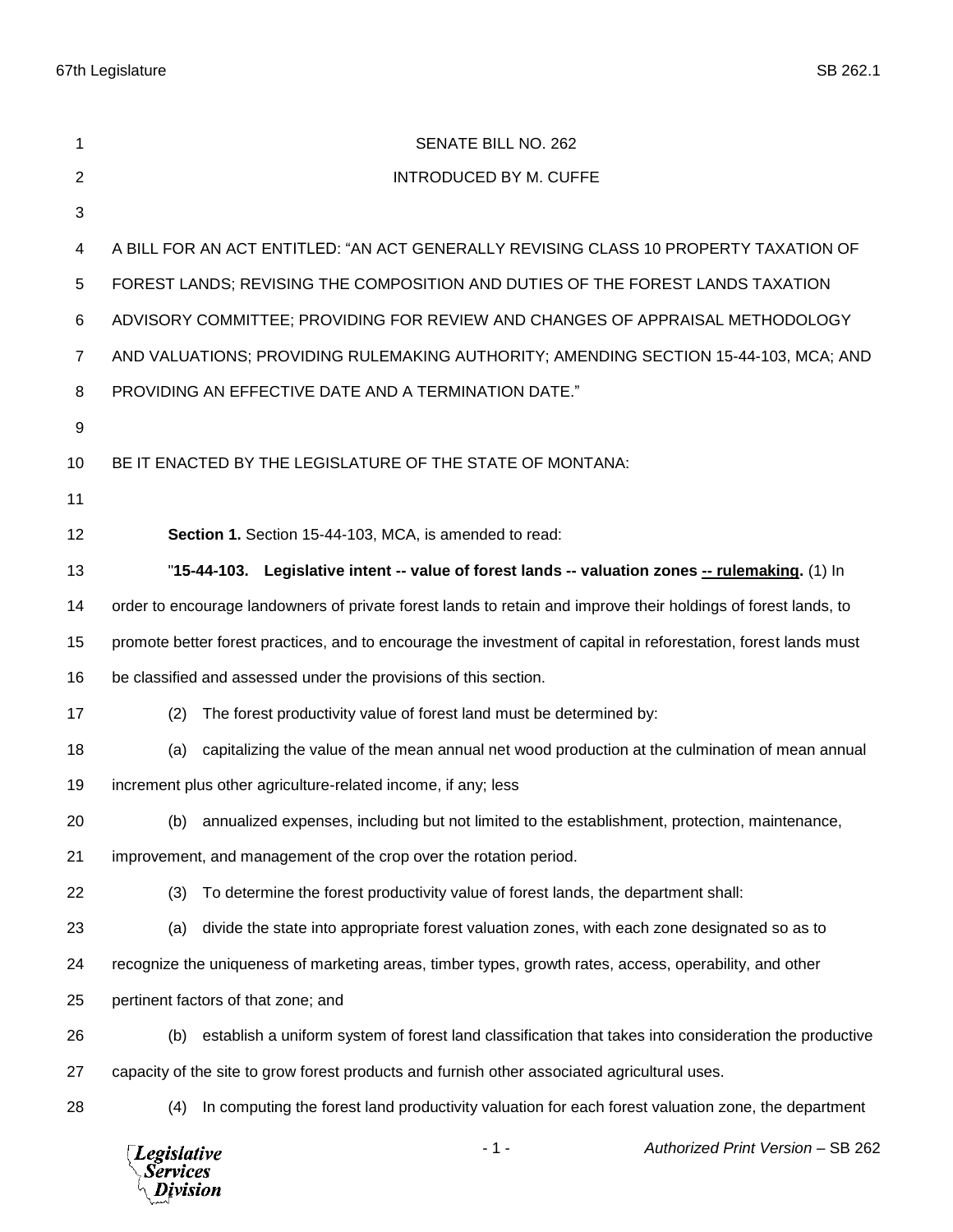SENATE BILL NO. 262

INTRODUCED BY M. CUFFE

A BILL FOR AN ACT ENTITLED: "AN ACT GENERALLY REVISING CLASS 10 PROPERTY TAXATION OF FOREST LANDS; REVISING THE COMPOSITION AND DUTIES OF THE FOREST LANDS TAXATION ADVISORY COMMITTEE; PROVIDING FOR REVIEW AND CHANGES OF APPRAISAL METHODOLOGY AND VALUATIONS; PROVIDING RULEMAKING AUTHORITY; AMENDING SECTION 15-44-103, MCA; AND PROVIDING AN EFFECTIVE DATE AND A TERMINATION DATE."

BE IT ENACTED BY THE LEGISLATURE OF THE STATE OF MONTANA:

**Section 1.** Section 15-44-103, MCA, is amended to read:

"**15-44-103. Legislative intent -- value of forest lands -- valuation zones <u>-- rulemaking</u>.** (1) In order to encourage landowners of private forest lands to retain and improve their holdings of forest lands, to promote better forest practices, and to encourage the investment of capital in reforestation, forest lands must be classified and assessed under the provisions of this section.

(2) The forest productivity value of forest land must be determined by:

(a) capitalizing the value of the mean annual net wood production at the culmination of mean annual increment plus other agriculture-related income, if any; less

(b) annualized expenses, including but not limited to the establishment, protection, maintenance, improvement, and management of the crop over the rotation period.

(3) To determine the forest productivity value of forest lands, the department shall:

(a) divide the state into appropriate forest valuation zones, with each zone designated so as to recognize the uniqueness of marketing areas, timber types, growth rates, access, operability, and other pertinent factors of that zone; and

(b) establish a uniform system of forest land classification that takes into consideration the productive capacity of the site to grow forest products and furnish other associated agricultural uses.

(4) In computing the forest land productivity valuation for each forest valuation zone, the department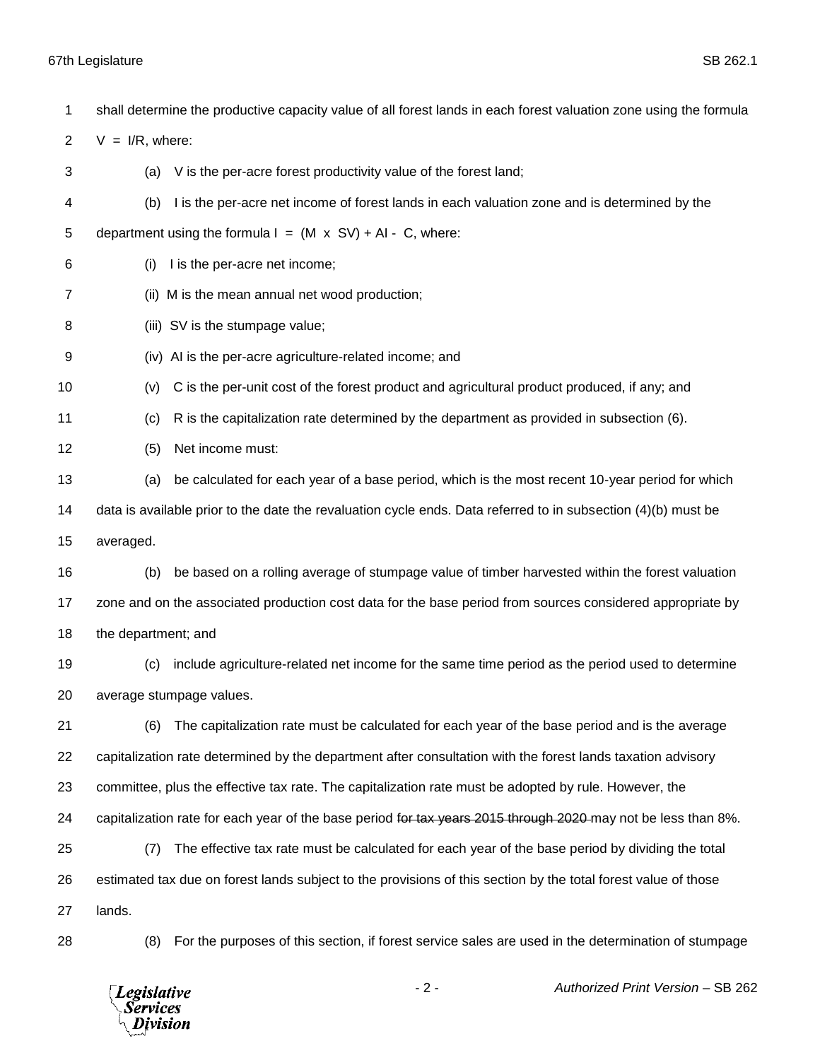shall determine the productive capacity value of all forest lands in each forest valuation zone using the formula $V = I/R$, where:

(a) V is the per-acre forest productivity value of the forest land;

(b) I is the per-acre net income of forest lands in each valuation zone and is determined by the department using the formula $I = (M \times SV) + AI - C$, where:

(i) I is the per-acre net income;

(ii) M is the mean annual net wood production;

(iii) SV is the stumpage value;

(iv) AI is the per-acre agriculture-related income; and

(v) C is the per-unit cost of the forest product and agricultural product produced, if any; and

(c) R is the capitalization rate determined by the department as provided in subsection (6).

(5) Net income must:

(a) be calculated for each year of a base period, which is the most recent 10-year period for which data is available prior to the date the revaluation cycle ends. Data referred to in subsection (4)(b) must be averaged.

(b) be based on a rolling average of stumpage value of timber harvested within the forest valuation zone and on the associated production cost data for the base period from sources considered appropriate by the department; and

(c) include agriculture-related net income for the same time period as the period used to determine average stumpage values.

(6) The capitalization rate must be calculated for each year of the base period and is the average capitalization rate determined by the department after consultation with the forest lands taxation advisory committee, plus the effective tax rate. The capitalization rate must be adopted by rule. However, the capitalization rate for each year of the base period ~~for tax years 2015 through 2020~~ may not be less than 8%.

(7) The effective tax rate must be calculated for each year of the base period by dividing the total estimated tax due on forest lands subject to the provisions of this section by the total forest value of those lands.

(8) For the purposes of this section, if forest service sales are used in the determination of stumpage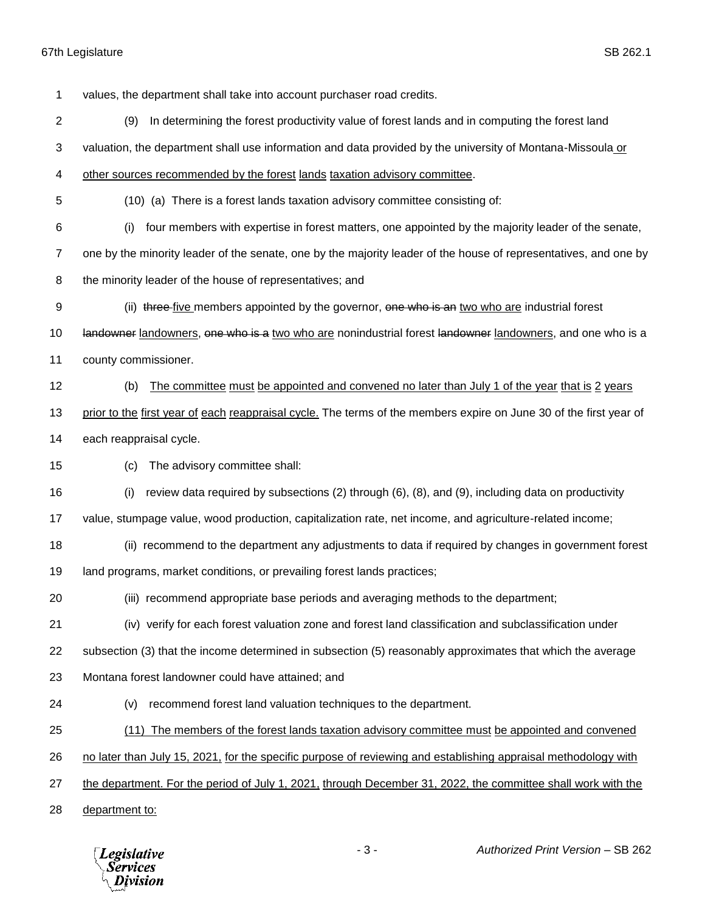values, the department shall take into account purchaser road credits.

(9) In determining the forest productivity value of forest lands and in computing the forest land valuation, the department shall use information and data provided by the university of Montana-Missoula or other sources recommended by the forest lands taxation advisory committee.

(10) (a) There is a forest lands taxation advisory committee consisting of:

(i) four members with expertise in forest matters, one appointed by the majority leader of the senate, one by the minority leader of the senate, one by the majority leader of the house of representatives, and one by the minority leader of the house of representatives; and

(ii) ~~three~~ five members appointed by the governor, ~~one who is an~~ two who are industrial forest ~~landowner~~ landowners, ~~one who is a~~ two who are nonindustrial forest ~~landowner~~ landowners, and one who is a county commissioner.

(b) The committee must be appointed and convened no later than July 1 of the year that is 2 years prior to the first year of each reappraisal cycle. The terms of the members expire on June 30 of the first year of each reappraisal cycle.

(c) The advisory committee shall:

(i) review data required by subsections (2) through (6), (8), and (9), including data on productivity value, stumpage value, wood production, capitalization rate, net income, and agriculture-related income;

(ii) recommend to the department any adjustments to data if required by changes in government forest land programs, market conditions, or prevailing forest lands practices;

(iii) recommend appropriate base periods and averaging methods to the department;

(iv) verify for each forest valuation zone and forest land classification and subclassification under subsection (3) that the income determined in subsection (5) reasonably approximates that which the average Montana forest landowner could have attained; and

(v) recommend forest land valuation techniques to the department.

(11) The members of the forest lands taxation advisory committee must be appointed and convened no later than July 15, 2021, for the specific purpose of reviewing and establishing appraisal methodology with the department. For the period of July 1, 2021, through December 31, 2022, the committee shall work with the department to: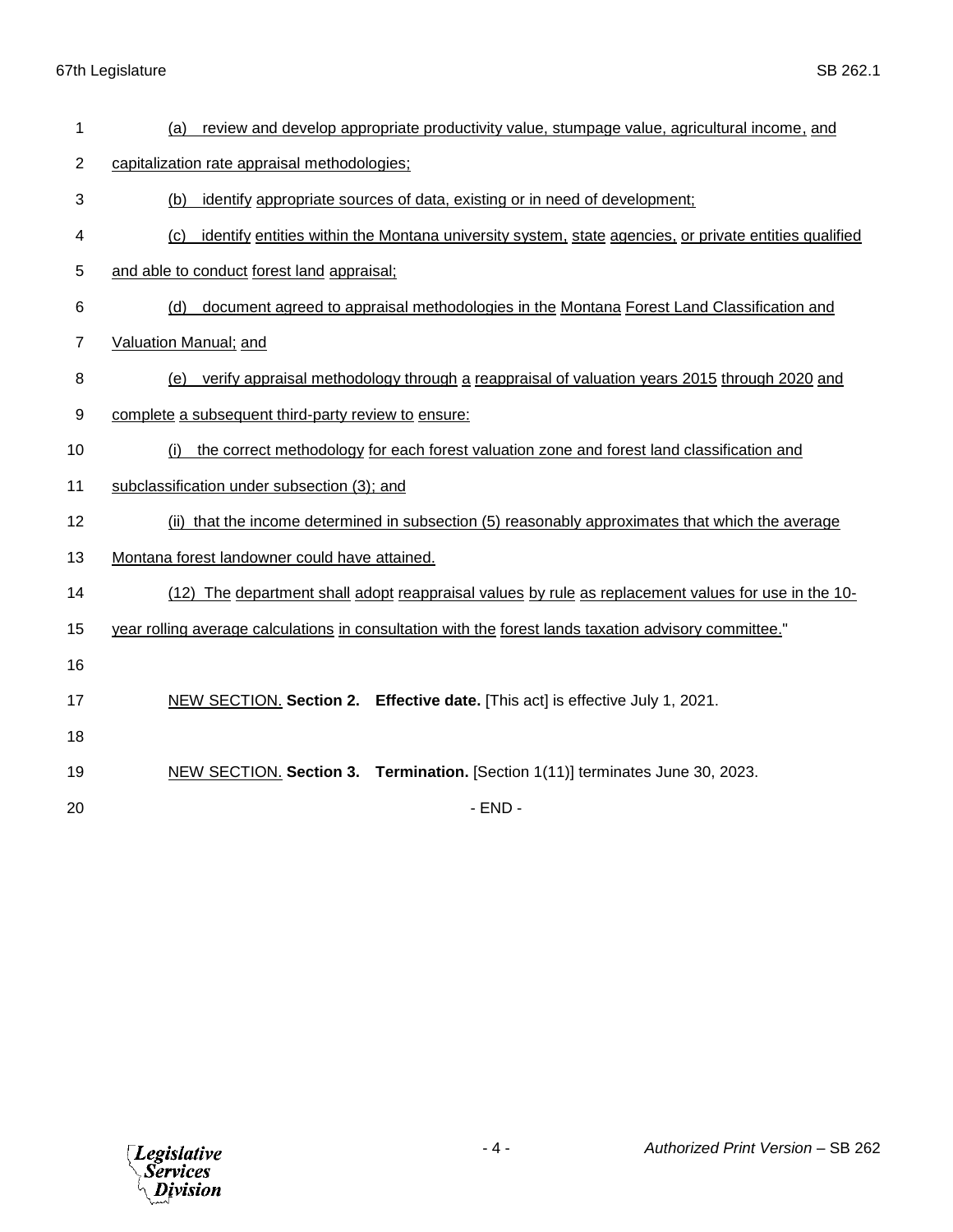(a) review and develop appropriate productivity value, stumpage value, agricultural income, and capitalization rate appraisal methodologies;

(b) identify appropriate sources of data, existing or in need of development;

(c) identify entities within the Montana university system, state agencies, or private entities qualified and able to conduct forest land appraisal;

(d) document agreed to appraisal methodologies in the Montana Forest Land Classification and Valuation Manual; and

(e) verify appraisal methodology through a reappraisal of valuation years 2015 through 2020 and complete a subsequent third-party review to ensure:

(i) the correct methodology for each forest valuation zone and forest land classification and subclassification under subsection (3); and

(ii) that the income determined in subsection (5) reasonably approximates that which the average Montana forest landowner could have attained.

(12) The department shall adopt reappraisal values by rule as replacement values for use in the 10-year rolling average calculations in consultation with the forest lands taxation advisory committee."

NEW SECTION. **Section 2. Effective date.** [This act] is effective July 1, 2021.

NEW SECTION. **Section 3. Termination.** [Section 1(11)] terminates June 30, 2023.

- END -